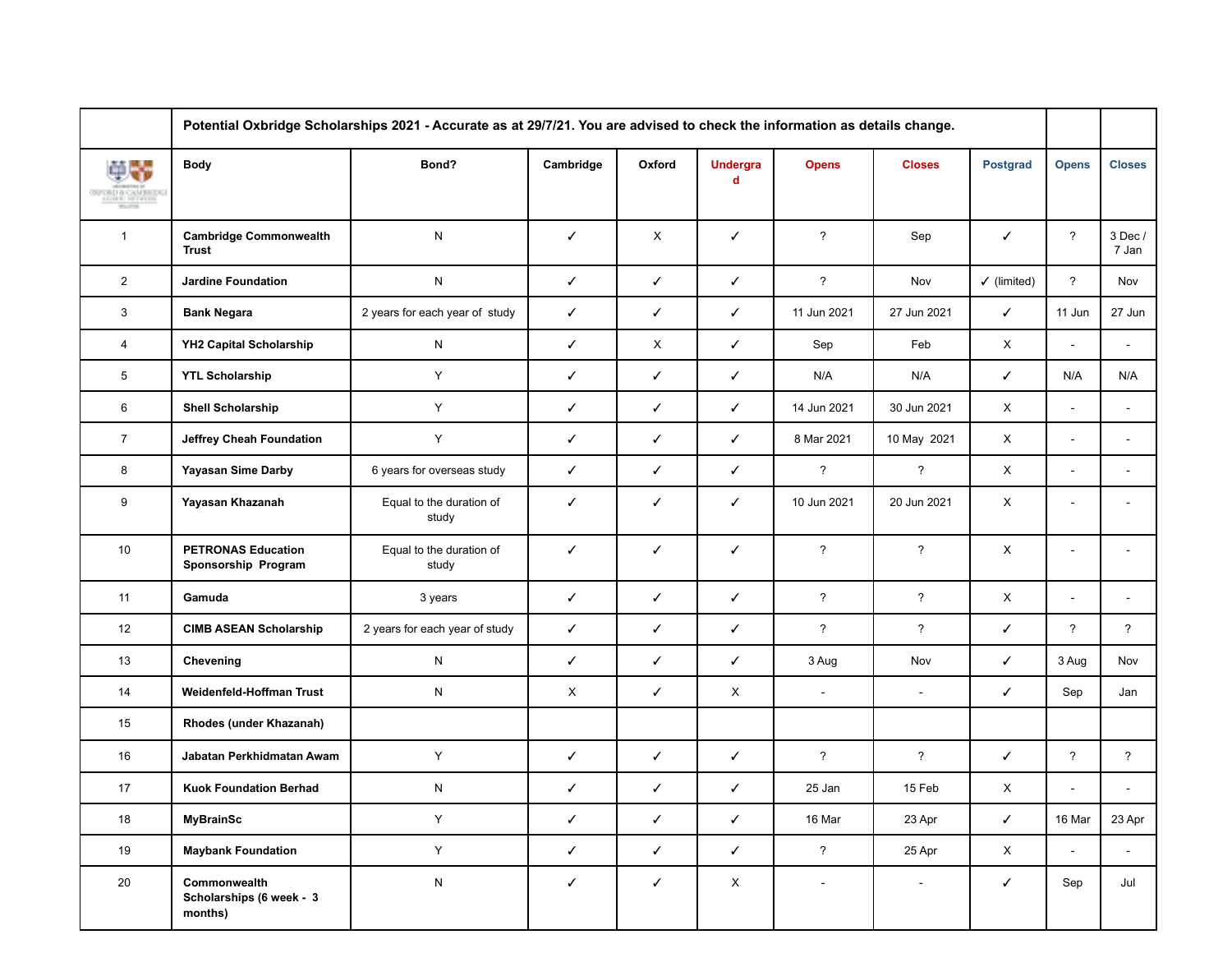| | Potential Oxbridge Scholarships 2021 - Accurate as at 29/7/21. You are advised to check the information as details change. | | | | | | | | | |
|---|---|---|---|---|---|---|---|---|---|---|
| | **Body** | **Bond?** | **Cambridge** | **Oxford** | **Undergrad** | **Opens** | **Closes** | **Postgrad** | **Opens** | **Closes** |
| 1 | **Cambridge Commonwealth Trust** | N | ✓ | X | ✓ | ? | Sep | ✓ | ? | 3 Dec / 7 Jan |
| 2 | **Jardine Foundation** | N | ✓ | ✓ | ✓ | ? | Nov | ✓ (limited) | ? | Nov |
| 3 | **Bank Negara** | 2 years for each year of study | ✓ | ✓ | ✓ | 11 Jun 2021 | 27 Jun 2021 | ✓ | 11 Jun | 27 Jun |
| 4 | **YH2 Capital Scholarship** | N | ✓ | X | ✓ | Sep | Feb | X | - | - |
| 5 | **YTL Scholarship** | Y | ✓ | ✓ | ✓ | N/A | N/A | ✓ | N/A | N/A |
| 6 | **Shell Scholarship** | Y | ✓ | ✓ | ✓ | 14 Jun 2021 | 30 Jun 2021 | X | - | - |
| 7 | **Jeffrey Cheah Foundation** | Y | ✓ | ✓ | ✓ | 8 Mar 2021 | 10 May 2021 | X | - | - |
| 8 | **Yayasan Sime Darby** | 6 years for overseas study | ✓ | ✓ | ✓ | ? | ? | X | - | - |
| 9 | **Yayasan Khazanah** | Equal to the duration of study | ✓ | ✓ | ✓ | 10 Jun 2021 | 20 Jun 2021 | X | - | - |
| 10 | **PETRONAS Education Sponsorship Program** | Equal to the duration of study | ✓ | ✓ | ✓ | ? | ? | X | - | - |
| 11 | **Gamuda** | 3 years | ✓ | ✓ | ✓ | ? | ? | X | - | - |
| 12 | **CIMB ASEAN Scholarship** | 2 years for each year of study | ✓ | ✓ | ✓ | ? | ? | ✓ | ? | ? |
| 13 | **Chevening** | N | ✓ | ✓ | ✓ | 3 Aug | Nov | ✓ | 3 Aug | Nov |
| 14 | **Weidenfeld-Hoffman Trust** | N | X | ✓ | X | - | - | ✓ | Sep | Jan |
| 15 | **Rhodes (under Khazanah)** | | | | | | | | | |
| 16 | **Jabatan Perkhidmatan Awam** | Y | ✓ | ✓ | ✓ | ? | ? | ✓ | ? | ? |
| 17 | **Kuok Foundation Berhad** | N | ✓ | ✓ | ✓ | 25 Jan | 15 Feb | X | - | - |
| 18 | **MyBrainSc** | Y | ✓ | ✓ | ✓ | 16 Mar | 23 Apr | ✓ | 16 Mar | 23 Apr |
| 19 | **Maybank Foundation** | Y | ✓ | ✓ | ✓ | ? | 25 Apr | X | - | - |
| 20 | **Commonwealth Scholarships (6 week - 3 months)** | N | ✓ | ✓ | X | - | - | ✓ | Sep | Jul |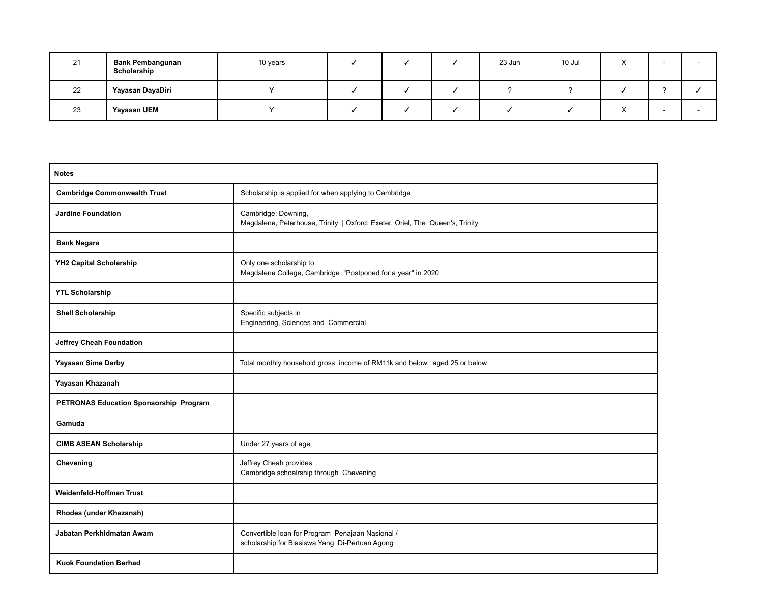| 21 | **Bank Pembangunan Scholarship** | 10 years | ✓ | ✓ | ✓ | 23 Jun | 10 Jul | X | - | - |
|---|---|---|---|---|---|---|---|---|---|---|
| 22 | **Yayasan DayaDiri** | Y | ✓ | ✓ | ✓ | ? | ? | ✓ | ? | ✓ |
| 23 | **Yayasan UEM** | Y | ✓ | ✓ | ✓ | ✓ | ✓ | X | - | - |

| **Notes** | |
|---|---|
| **Cambridge Commonwealth Trust** | Scholarship is applied for when applying to Cambridge |
| **Jardine Foundation** | Cambridge: Downing, Magdalene, Peterhouse, Trinity \| Oxford: Exeter, Oriel, The Queen's, Trinity |
| **Bank Negara** | |
| **YH2 Capital Scholarship** | Only one scholarship to Magdalene College, Cambridge "Postponed for a year" in 2020 |
| **YTL Scholarship** | |
| **Shell Scholarship** | Specific subjects in Engineering, Sciences and Commercial |
| **Jeffrey Cheah Foundation** | |
| **Yayasan Sime Darby** | Total monthly household gross income of RM11k and below, aged 25 or below |
| **Yayasan Khazanah** | |
| **PETRONAS Education Sponsorship Program** | |
| **Gamuda** | |
| **CIMB ASEAN Scholarship** | Under 27 years of age |
| **Chevening** | Jeffrey Cheah provides Cambridge schoalrship through Chevening |
| **Weidenfeld-Hoffman Trust** | |
| **Rhodes (under Khazanah)** | |
| **Jabatan Perkhidmatan Awam** | Convertible loan for Program Penajaan Nasional / scholarship for Biasiswa Yang Di-Pertuan Agong |
| **Kuok Foundation Berhad** | |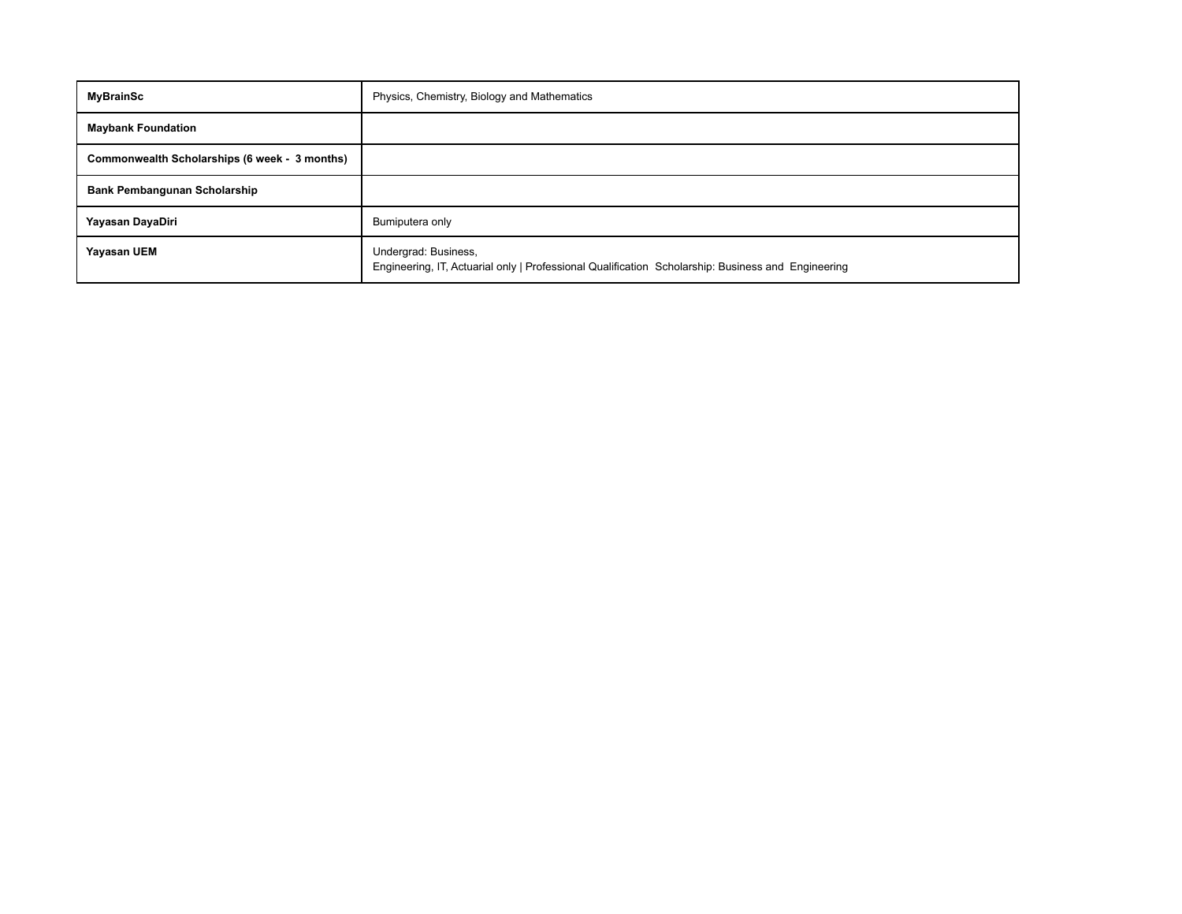| | |
|---|---|
| **MyBrainSc** | Physics, Chemistry, Biology and Mathematics |
| **Maybank Foundation** | |
| **Commonwealth Scholarships (6 week - 3 months)** | |
| **Bank Pembangunan Scholarship** | |
| **Yayasan DayaDiri** | Bumiputera only |
| **Yayasan UEM** | Undergrad: Business,<br>Engineering, IT, Actuarial only \| Professional Qualification Scholarship: Business and Engineering |